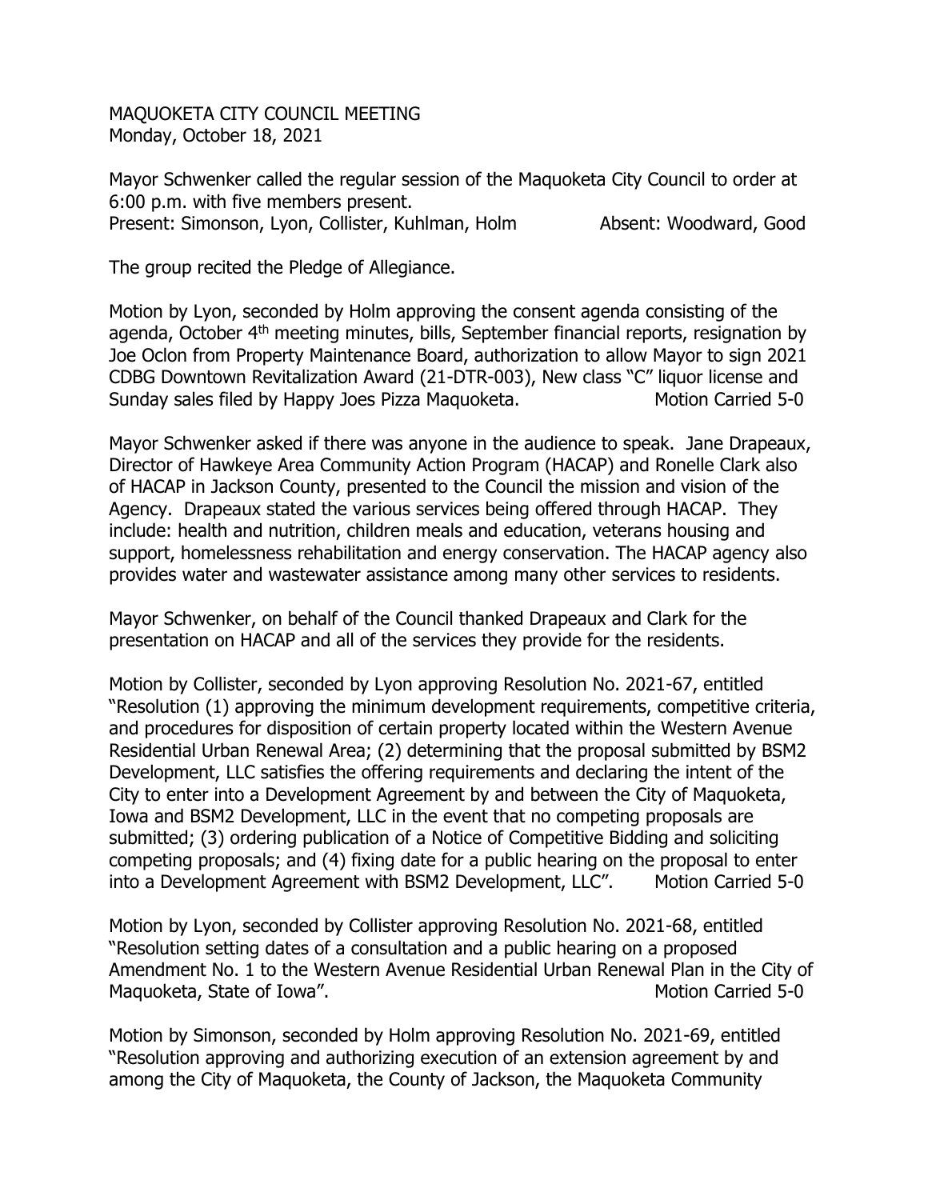MAQUOKETA CITY COUNCIL MEETING
Monday, October 18, 2021

Mayor Schwenker called the regular session of the Maquoketa City Council to order at 6:00 p.m. with five members present.
Present: Simonson, Lyon, Collister, Kuhlman, Holm Absent: Woodward, Good

The group recited the Pledge of Allegiance.

Motion by Lyon, seconded by Holm approving the consent agenda consisting of the agenda, October 4th meeting minutes, bills, September financial reports, resignation by Joe Oclon from Property Maintenance Board, authorization to allow Mayor to sign 2021 CDBG Downtown Revitalization Award (21-DTR-003), New class "C" liquor license and Sunday sales filed by Happy Joes Pizza Maquoketa. Motion Carried 5-0

Mayor Schwenker asked if there was anyone in the audience to speak. Jane Drapeaux, Director of Hawkeye Area Community Action Program (HACAP) and Ronelle Clark also of HACAP in Jackson County, presented to the Council the mission and vision of the Agency. Drapeaux stated the various services being offered through HACAP. They include: health and nutrition, children meals and education, veterans housing and support, homelessness rehabilitation and energy conservation. The HACAP agency also provides water and wastewater assistance among many other services to residents.

Mayor Schwenker, on behalf of the Council thanked Drapeaux and Clark for the presentation on HACAP and all of the services they provide for the residents.

Motion by Collister, seconded by Lyon approving Resolution No. 2021-67, entitled "Resolution (1) approving the minimum development requirements, competitive criteria, and procedures for disposition of certain property located within the Western Avenue Residential Urban Renewal Area; (2) determining that the proposal submitted by BSM2 Development, LLC satisfies the offering requirements and declaring the intent of the City to enter into a Development Agreement by and between the City of Maquoketa, Iowa and BSM2 Development, LLC in the event that no competing proposals are submitted; (3) ordering publication of a Notice of Competitive Bidding and soliciting competing proposals; and (4) fixing date for a public hearing on the proposal to enter into a Development Agreement with BSM2 Development, LLC". Motion Carried 5-0

Motion by Lyon, seconded by Collister approving Resolution No. 2021-68, entitled "Resolution setting dates of a consultation and a public hearing on a proposed Amendment No. 1 to the Western Avenue Residential Urban Renewal Plan in the City of Maquoketa, State of Iowa". Motion Carried 5-0

Motion by Simonson, seconded by Holm approving Resolution No. 2021-69, entitled "Resolution approving and authorizing execution of an extension agreement by and among the City of Maquoketa, the County of Jackson, the Maquoketa Community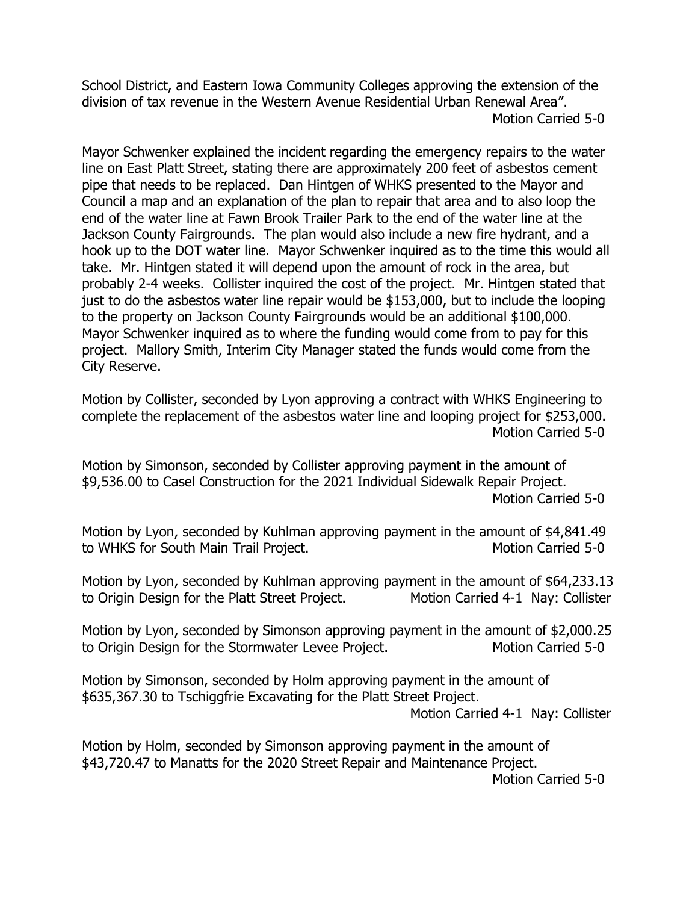School District, and Eastern Iowa Community Colleges approving the extension of the division of tax revenue in the Western Avenue Residential Urban Renewal Area".
Motion Carried 5-0

Mayor Schwenker explained the incident regarding the emergency repairs to the water line on East Platt Street, stating there are approximately 200 feet of asbestos cement pipe that needs to be replaced. Dan Hintgen of WHKS presented to the Mayor and Council a map and an explanation of the plan to repair that area and to also loop the end of the water line at Fawn Brook Trailer Park to the end of the water line at the Jackson County Fairgrounds. The plan would also include a new fire hydrant, and a hook up to the DOT water line. Mayor Schwenker inquired as to the time this would all take. Mr. Hintgen stated it will depend upon the amount of rock in the area, but probably 2-4 weeks. Collister inquired the cost of the project. Mr. Hintgen stated that just to do the asbestos water line repair would be $153,000, but to include the looping to the property on Jackson County Fairgrounds would be an additional $100,000. Mayor Schwenker inquired as to where the funding would come from to pay for this project. Mallory Smith, Interim City Manager stated the funds would come from the City Reserve.

Motion by Collister, seconded by Lyon approving a contract with WHKS Engineering to complete the replacement of the asbestos water line and looping project for $253,000.
Motion Carried 5-0

Motion by Simonson, seconded by Collister approving payment in the amount of $9,536.00 to Casel Construction for the 2021 Individual Sidewalk Repair Project.
Motion Carried 5-0

Motion by Lyon, seconded by Kuhlman approving payment in the amount of $4,841.49 to WHKS for South Main Trail Project. Motion Carried 5-0

Motion by Lyon, seconded by Kuhlman approving payment in the amount of $64,233.13 to Origin Design for the Platt Street Project. Motion Carried 4-1 Nay: Collister

Motion by Lyon, seconded by Simonson approving payment in the amount of $2,000.25 to Origin Design for the Stormwater Levee Project. Motion Carried 5-0

Motion by Simonson, seconded by Holm approving payment in the amount of $635,367.30 to Tschiggfrie Excavating for the Platt Street Project.
Motion Carried 4-1 Nay: Collister

Motion by Holm, seconded by Simonson approving payment in the amount of $43,720.47 to Manatts for the 2020 Street Repair and Maintenance Project.
Motion Carried 5-0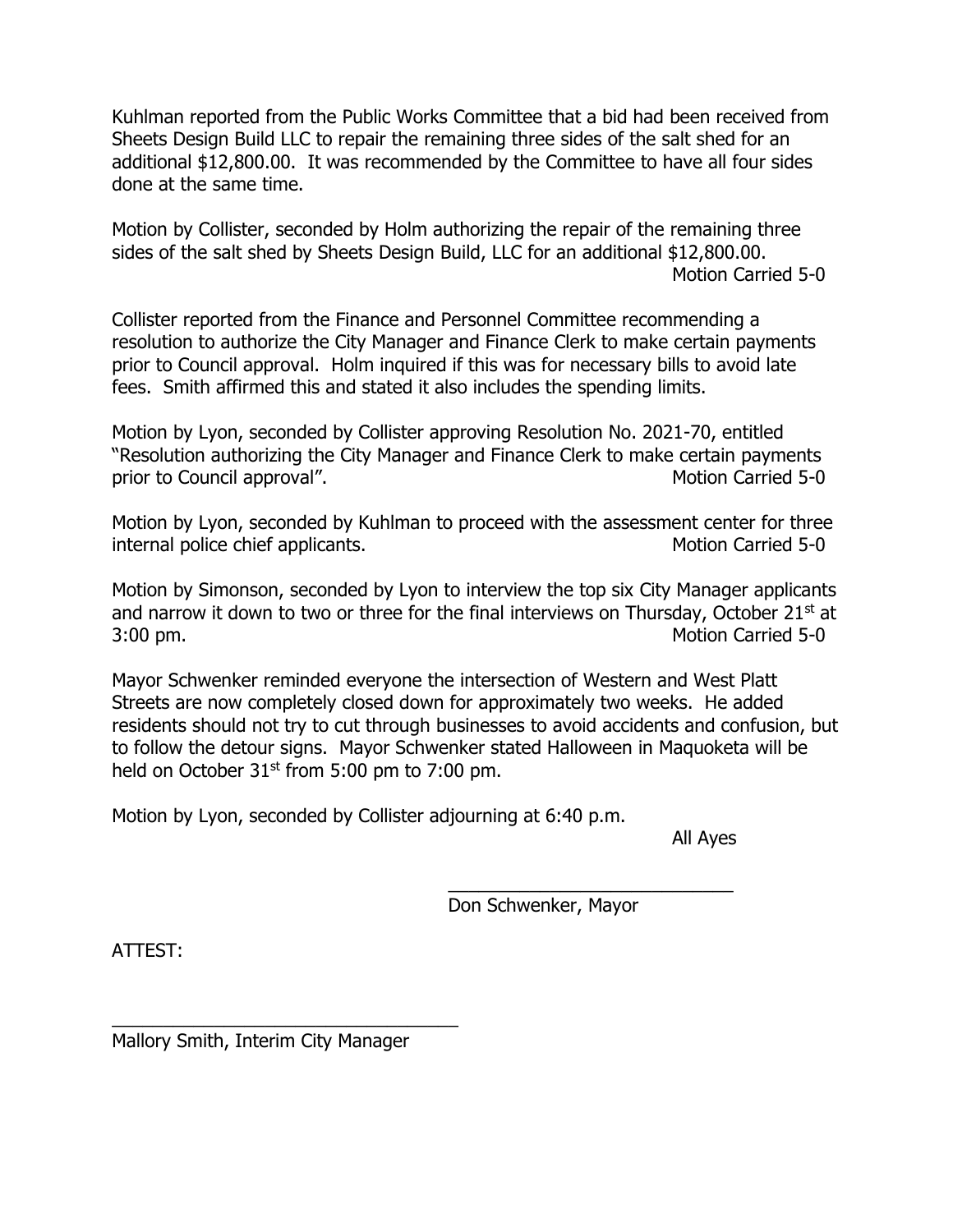Kuhlman reported from the Public Works Committee that a bid had been received from Sheets Design Build LLC to repair the remaining three sides of the salt shed for an additional $12,800.00. It was recommended by the Committee to have all four sides done at the same time.

Motion by Collister, seconded by Holm authorizing the repair of the remaining three sides of the salt shed by Sheets Design Build, LLC for an additional $12,800.00.
Motion Carried 5-0

Collister reported from the Finance and Personnel Committee recommending a resolution to authorize the City Manager and Finance Clerk to make certain payments prior to Council approval. Holm inquired if this was for necessary bills to avoid late fees. Smith affirmed this and stated it also includes the spending limits.

Motion by Lyon, seconded by Collister approving Resolution No. 2021-70, entitled "Resolution authorizing the City Manager and Finance Clerk to make certain payments prior to Council approval". Motion Carried 5-0

Motion by Lyon, seconded by Kuhlman to proceed with the assessment center for three internal police chief applicants. Motion Carried 5-0

Motion by Simonson, seconded by Lyon to interview the top six City Manager applicants and narrow it down to two or three for the final interviews on Thursday, October 21st at 3:00 pm. Motion Carried 5-0

Mayor Schwenker reminded everyone the intersection of Western and West Platt Streets are now completely closed down for approximately two weeks. He added residents should not try to cut through businesses to avoid accidents and confusion, but to follow the detour signs. Mayor Schwenker stated Halloween in Maquoketa will be held on October 31st from 5:00 pm to 7:00 pm.

Motion by Lyon, seconded by Collister adjourning at 6:40 p.m.
All Ayes

\_\_\_\_\_\_\_\_\_\_\_\_\_\_\_\_\_\_\_\_\_\_\_\_\_\_\_\_
Don Schwenker, Mayor

ATTEST:

\_\_\_\_\_\_\_\_\_\_\_\_\_\_\_\_\_\_\_\_\_\_\_\_\_\_\_\_
Mallory Smith, Interim City Manager